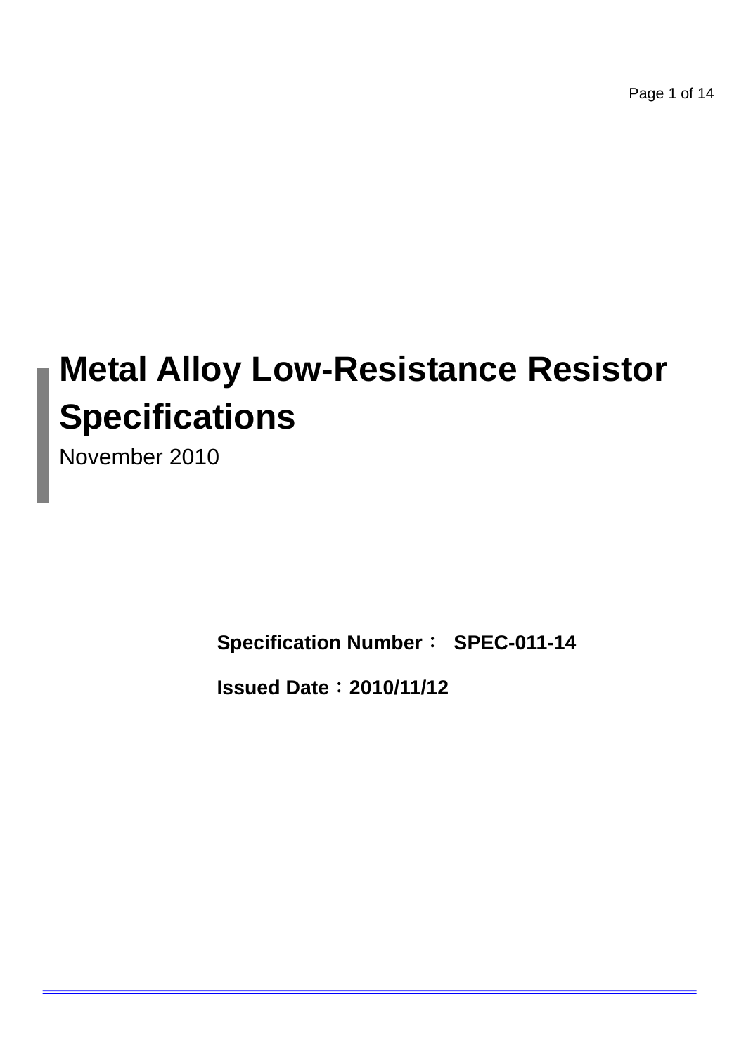# Metal Alloy Low-Resistance Resistor Specifications

November 2010

**Specification Number： SPEC-011-14**

**Issued Date：2010/11/12**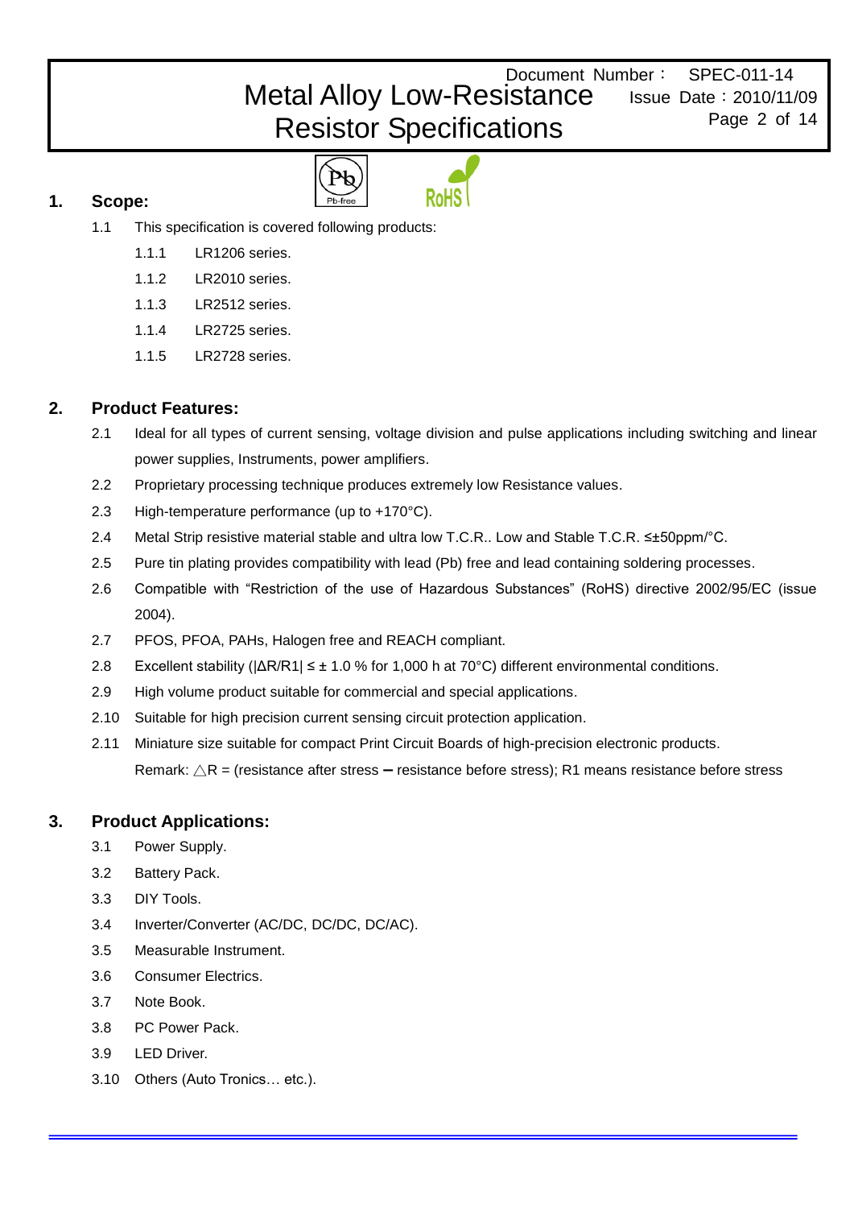## 1. Scope:

1.1 This specification is covered following products:

- 1.1.1 LR1206 series.
- 1.1.2 LR2010 series.
- 1.1.3 LR2512 series.
- 1.1.4 LR2725 series.
- 1.1.5 LR2728 series.

## 2. Product Features:

- 2.1 Ideal for all types of current sensing, voltage division and pulse applications including switching and linear power supplies, Instruments, power amplifiers.
- 2.2 Proprietary processing technique produces extremely low Resistance values.
- 2.3 High-temperature performance (up to +170°C).
- 2.4 Metal Strip resistive material stable and ultra low T.C.R.. Low and Stable T.C.R. ≤±50ppm/°C.
- 2.5 Pure tin plating provides compatibility with lead (Pb) free and lead containing soldering processes.
- 2.6 Compatible with "Restriction of the use of Hazardous Substances" (RoHS) directive 2002/95/EC (issue 2004).
- 2.7 PFOS, PFOA, PAHs, Halogen free and REACH compliant.
- 2.8 Excellent stability ($|\Delta R/R1| \leq \pm$ 1.0 % for 1,000 h at 70°C) different environmental conditions.
- 2.9 High volume product suitable for commercial and special applications.
- 2.10 Suitable for high precision current sensing circuit protection application.
- 2.11 Miniature size suitable for compact Print Circuit Boards of high-precision electronic products.

Remark: $\triangle R$ = (resistance after stress – resistance before stress); R1 means resistance before stress

## 3. Product Applications:

- 3.1 Power Supply.
- 3.2 Battery Pack.
- 3.3 DIY Tools.
- 3.4 Inverter/Converter (AC/DC, DC/DC, DC/AC).
- 3.5 Measurable Instrument.
- 3.6 Consumer Electrics.
- 3.7 Note Book.
- 3.8 PC Power Pack.
- 3.9 LED Driver.
- 3.10 Others (Auto Tronics… etc.).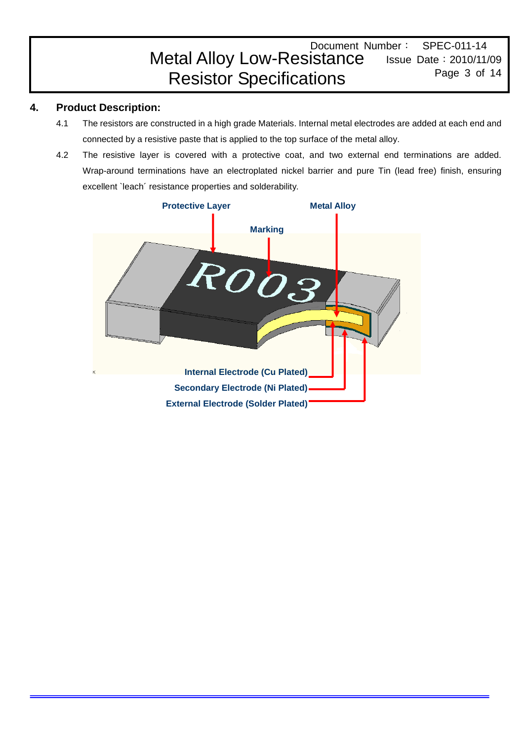## 4. Product Description:

4.1 The resistors are constructed in a high grade Materials. Internal metal electrodes are added at each end and connected by a resistive paste that is applied to the top surface of the metal alloy.

4.2 The resistive layer is covered with a protective coat, and two external end terminations are added. Wrap-around terminations have an electroplated nickel barrier and pure Tin (lead free) finish, ensuring excellent `leach´ resistance properties and solderability.

Protective Layer

Metal Alloy

Marking

Internal Electrode (Cu Plated)

Secondary Electrode (Ni Plated)

External Electrode (Solder Plated)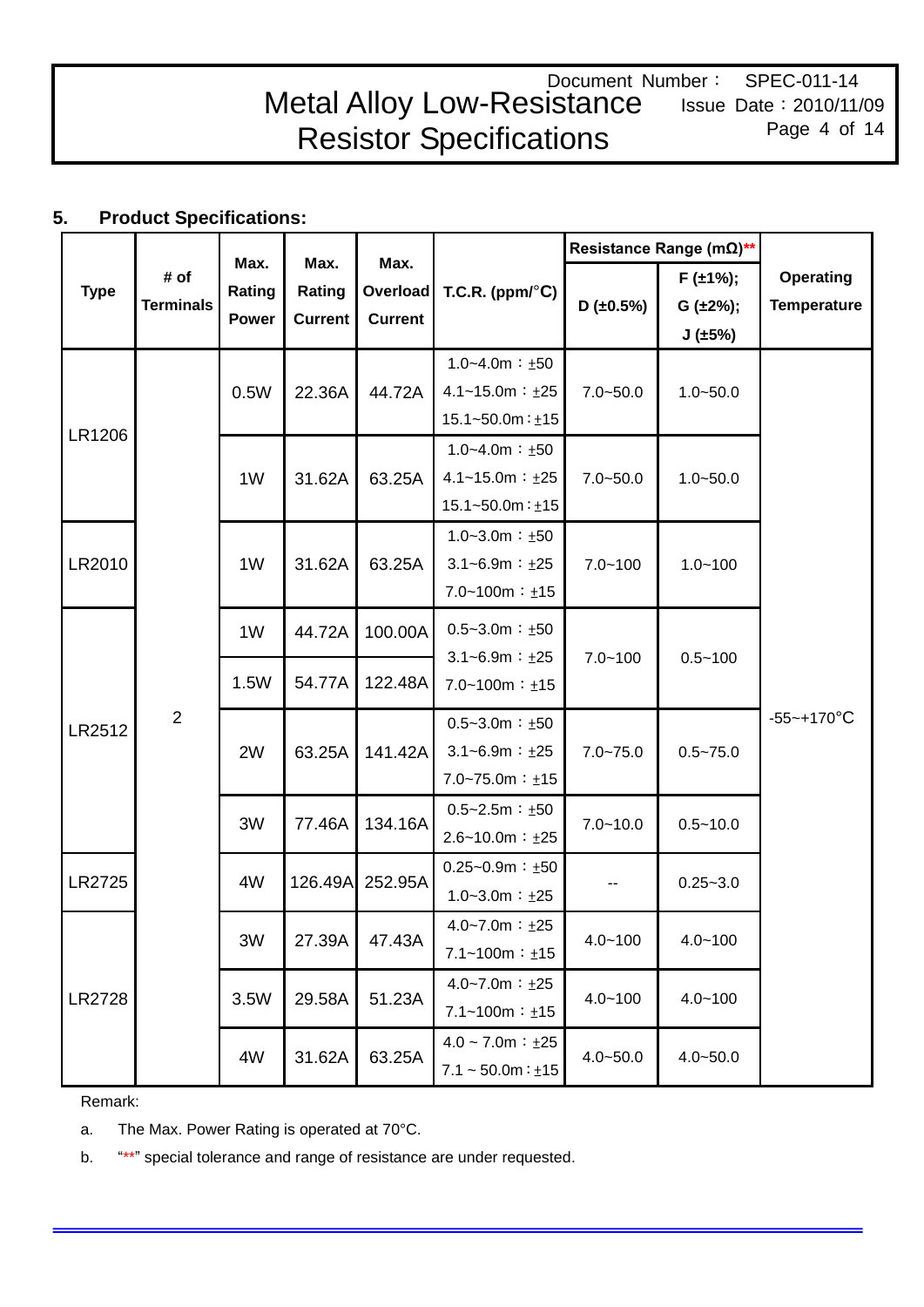## 5. Product Specifications:

| Type | # of Terminals | Max. Rating Power | Max. Rating Current | Max. Overload Current | T.C.R. (ppm/°C) | Resistance Range (mΩ)** | | Operating Temperature |
|---|---|---|---|---|---|---|---|---|
| | | | | | | D (±0.5%) | F (±1%); G (±2%); J (±5%) | |
| LR1206 | 2 | 0.5W | 22.36A | 44.72A | 1.0~4.0m：±50<br>4.1~15.0m：±25<br>15.1~50.0m：±15 | 7.0~50.0 | 1.0~50.0 | -55~+170°C |
| | | 1W | 31.62A | 63.25A | 1.0~4.0m：±50<br>4.1~15.0m：±25<br>15.1~50.0m：±15 | 7.0~50.0 | 1.0~50.0 | |
| LR2010 | | 1W | 31.62A | 63.25A | 1.0~3.0m：±50<br>3.1~6.9m：±25<br>7.0~100m：±15 | 7.0~100 | 1.0~100 | |
| LR2512 | | 1W | 44.72A | 100.00A | 0.5~3.0m：±50<br>3.1~6.9m：±25<br>7.0~100m：±15 | 7.0~100 | 0.5~100 | |
| | | 1.5W | 54.77A | 122.48A | | | | |
| | | 2W | 63.25A | 141.42A | 0.5~3.0m：±50<br>3.1~6.9m：±25<br>7.0~75.0m：±15 | 7.0~75.0 | 0.5~75.0 | |
| | | 3W | 77.46A | 134.16A | 0.5~2.5m：±50<br>2.6~10.0m：±25 | 7.0~10.0 | 0.5~10.0 | |
| LR2725 | | 4W | 126.49A | 252.95A | 0.25~0.9m：±50<br>1.0~3.0m：±25 | -- | 0.25~3.0 | |
| LR2728 | | 3W | 27.39A | 47.43A | 4.0~7.0m：±25<br>7.1~100m：±15 | 4.0~100 | 4.0~100 | |
| | | 3.5W | 29.58A | 51.23A | 4.0~7.0m：±25<br>7.1~100m：±15 | 4.0~100 | 4.0~100 | |
| | | 4W | 31.62A | 63.25A | 4.0 ~ 7.0m：±25<br>7.1 ~ 50.0m：±15 | 4.0~50.0 | 4.0~50.0 | |

Remark:

a. The Max. Power Rating is operated at 70°C.

b. "**" special tolerance and range of resistance are under requested.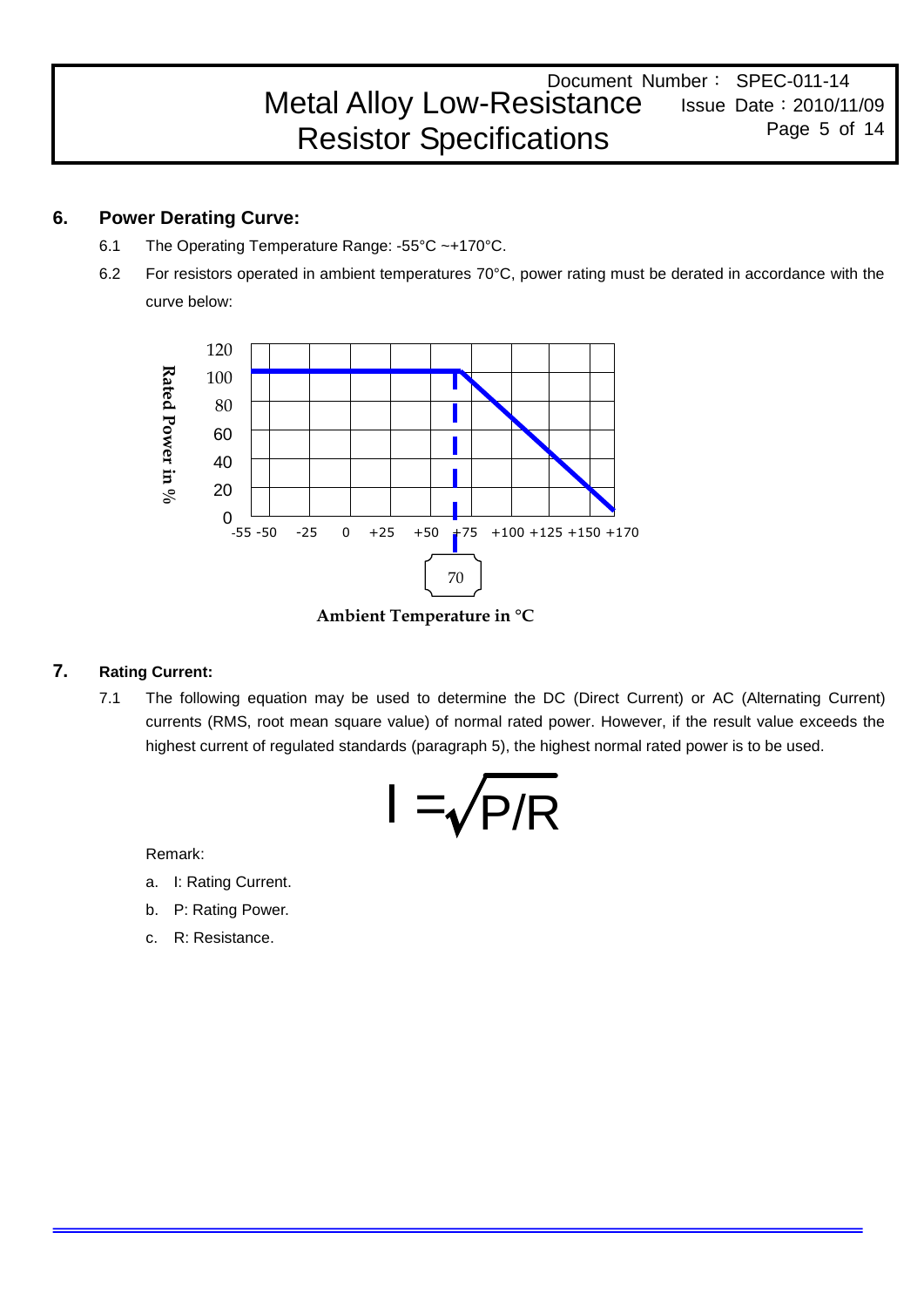## 6. Power Derating Curve:

6.1 The Operating Temperature Range: -55°C ~+170°C.

6.2 For resistors operated in ambient temperatures 70°C, power rating must be derated in accordance with the curve below:

## 7. Rating Current:

7.1 The following equation may be used to determine the DC (Direct Current) or AC (Alternating Current) currents (RMS, root mean square value) of normal rated power. However, if the result value exceeds the highest current of regulated standards (paragraph 5), the highest normal rated power is to be used.

$$I = \sqrt{P/R}$$

Remark:

a. I: Rating Current.

b. P: Rating Power.

c. R: Resistance.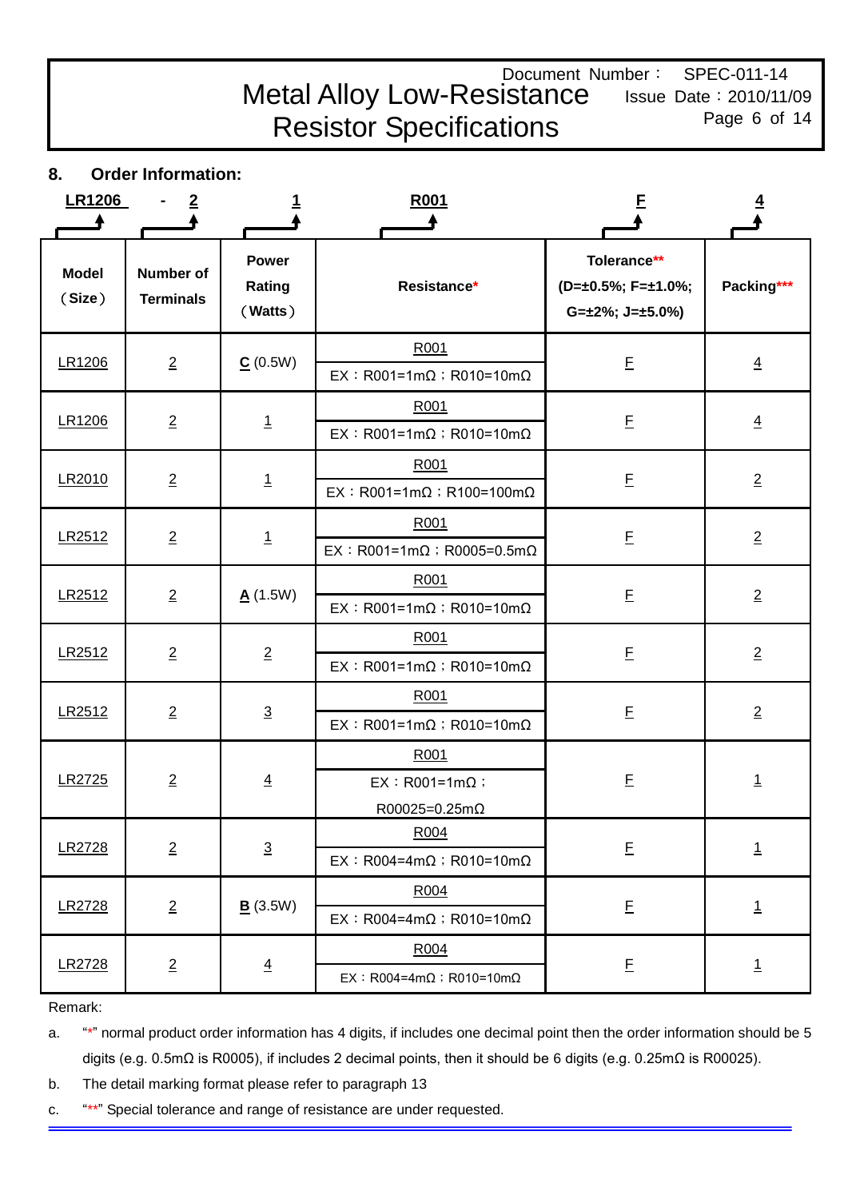## 8. Order Information:

LR1206 - 2 1 R001 F 4

| Model (Size) | Number of Terminals | Power Rating (Watts) | Resistance* | Tolerance** (D=±0.5%; F=±1.0%; G=±2%; J=±5.0%) | Packing*** |
|---|---|---|---|---|---|
| LR1206 | 2 | C (0.5W) | R001<br>EX：R001=1mΩ；R010=10mΩ | F | 4 |
| LR1206 | 2 | 1 | R001<br>EX：R001=1mΩ；R010=10mΩ | F | 4 |
| LR2010 | 2 | 1 | R001<br>EX：R001=1mΩ；R100=100mΩ | F | 2 |
| LR2512 | 2 | 1 | R001<br>EX：R001=1mΩ；R0005=0.5mΩ | F | 2 |
| LR2512 | 2 | A (1.5W) | R001<br>EX：R001=1mΩ；R010=10mΩ | F | 2 |
| LR2512 | 2 | 2 | R001<br>EX：R001=1mΩ；R010=10mΩ | F | 2 |
| LR2512 | 2 | 3 | R001<br>EX：R001=1mΩ；R010=10mΩ | F | 2 |
| LR2725 | 2 | 4 | R001<br>EX：R001=1mΩ；R00025=0.25mΩ | F | 1 |
| LR2728 | 2 | 3 | R004<br>EX：R004=4mΩ；R010=10mΩ | F | 1 |
| LR2728 | 2 | B (3.5W) | R004<br>EX：R004=4mΩ；R010=10mΩ | F | 1 |
| LR2728 | 2 | 4 | R004<br>EX：R004=4mΩ；R010=10mΩ | F | 1 |

Remark:

a. "*" normal product order information has 4 digits, if includes one decimal point then the order information should be 5 digits (e.g. 0.5mΩ is R0005), if includes 2 decimal points, then it should be 6 digits (e.g. 0.25mΩ is R00025).

b. The detail marking format please refer to paragraph 13

c. "**" Special tolerance and range of resistance are under requested.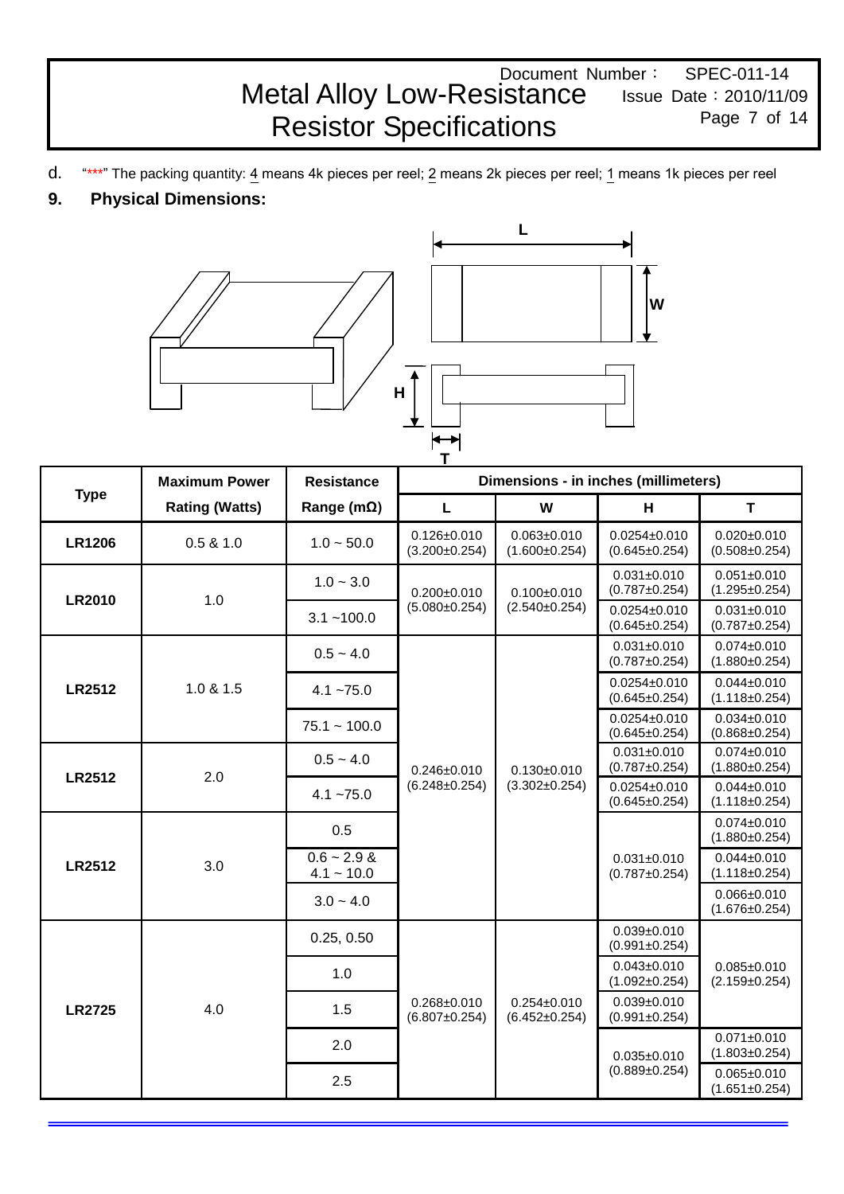d. "***" The packing quantity: 4 means 4k pieces per reel; 2 means 2k pieces per reel; 1 means 1k pieces per reel

## 9. Physical Dimensions:

| Type | Maximum Power Rating (Watts) | Resistance Range (mΩ) | Dimensions - in inches (millimeters) | | | |
|---|---|---|---|---|---|---|
| | | | L | W | H | T |
| LR1206 | 0.5 & 1.0 | 1.0 ~ 50.0 | 0.126±0.010 (3.200±0.254) | 0.063±0.010 (1.600±0.254) | 0.0254±0.010 (0.645±0.254) | 0.020±0.010 (0.508±0.254) |
| LR2010 | 1.0 | 1.0 ~ 3.0 | 0.200±0.010 (5.080±0.254) | 0.100±0.010 (2.540±0.254) | 0.031±0.010 (0.787±0.254) | 0.051±0.010 (1.295±0.254) |
| | | 3.1 ~100.0 | | | 0.0254±0.010 (0.645±0.254) | 0.031±0.010 (0.787±0.254) |
| LR2512 | 1.0 & 1.5 | 0.5 ~ 4.0 | 0.246±0.010 (6.248±0.254) | 0.130±0.010 (3.302±0.254) | 0.031±0.010 (0.787±0.254) | 0.074±0.010 (1.880±0.254) |
| | | 4.1 ~75.0 | | | 0.0254±0.010 (0.645±0.254) | 0.044±0.010 (1.118±0.254) |
| | | 75.1 ~ 100.0 | | | 0.0254±0.010 (0.645±0.254) | 0.034±0.010 (0.868±0.254) |
| LR2512 | 2.0 | 0.5 ~ 4.0 | | | 0.031±0.010 (0.787±0.254) | 0.074±0.010 (1.880±0.254) |
| | | 4.1 ~75.0 | | | 0.0254±0.010 (0.645±0.254) | 0.044±0.010 (1.118±0.254) |
| LR2512 | 3.0 | 0.5 | | | 0.031±0.010 (0.787±0.254) | 0.074±0.010 (1.880±0.254) |
| | | 0.6 ~ 2.9 & 4.1 ~ 10.0 | | | | 0.044±0.010 (1.118±0.254) |
| | | 3.0 ~ 4.0 | | | | 0.066±0.010 (1.676±0.254) |
| LR2725 | 4.0 | 0.25, 0.50 | 0.268±0.010 (6.807±0.254) | 0.254±0.010 (6.452±0.254) | 0.039±0.010 (0.991±0.254) | 0.085±0.010 (2.159±0.254) |
| | | 1.0 | | | 0.043±0.010 (1.092±0.254) | |
| | | 1.5 | | | 0.039±0.010 (0.991±0.254) | |
| | | 2.0 | | | 0.035±0.010 (0.889±0.254) | 0.071±0.010 (1.803±0.254) |
| | | 2.5 | | | | 0.065±0.010 (1.651±0.254) |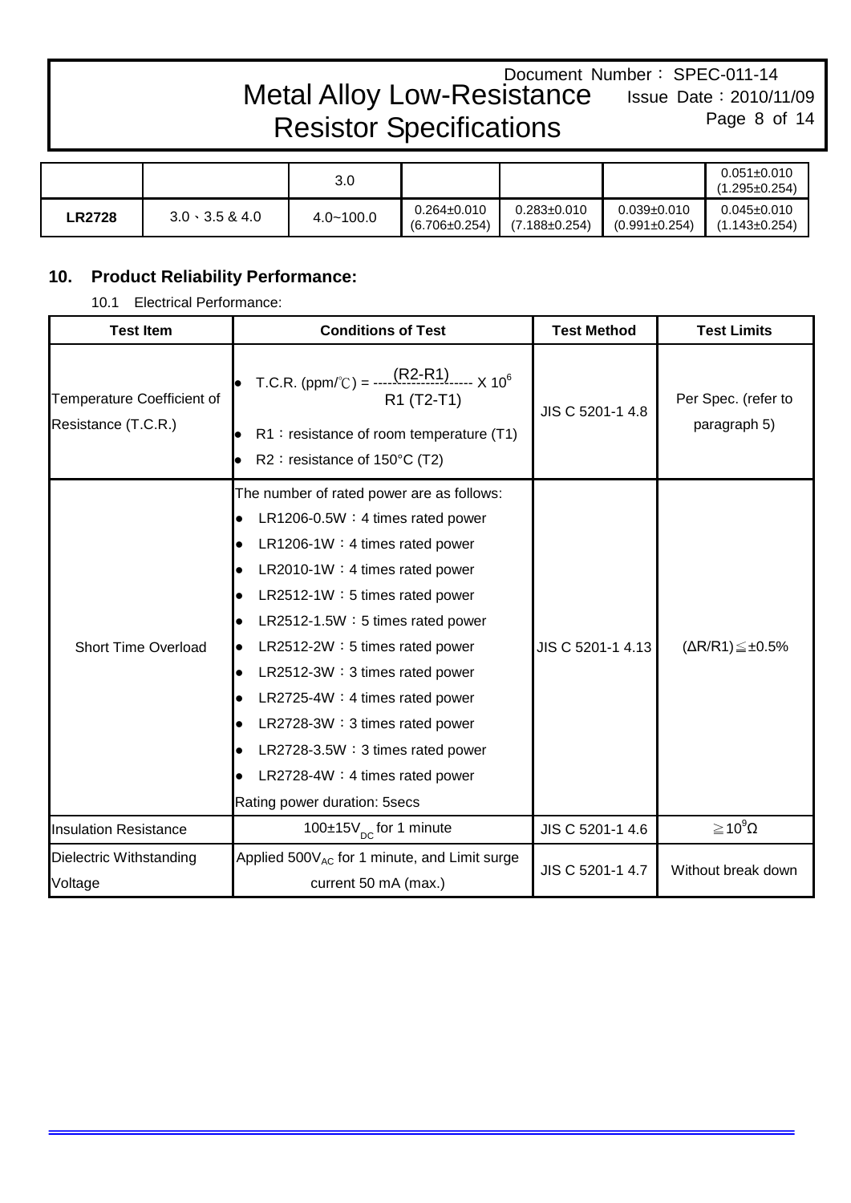|  |  | 3.0 |  |  |  | 0.051±0.010 (1.295±0.254) |
|---|---|---|---|---|---|---|
| **LR2728** | 3.0、3.5 & 4.0 | 4.0~100.0 | 0.264±0.010 (6.706±0.254) | 0.283±0.010 (7.188±0.254) | 0.039±0.010 (0.991±0.254) | 0.045±0.010 (1.143±0.254) |

## 10. Product Reliability Performance:

10.1 Electrical Performance:

| Test Item | Conditions of Test | Test Method | Test Limits |
|---|---|---|---|
| Temperature Coefficient of Resistance (T.C.R.) | • T.C.R. (ppm/℃) = $\frac{(R2-R1)}{R1\ (T2-T1)} \times 10^6$<br>• R1：resistance of room temperature (T1)<br>• R2：resistance of 150°C (T2) | JIS C 5201-1 4.8 | Per Spec. (refer to paragraph 5) |
| Short Time Overload | The number of rated power are as follows:<br>• LR1206-0.5W：4 times rated power<br>• LR1206-1W：4 times rated power<br>• LR2010-1W：4 times rated power<br>• LR2512-1W：5 times rated power<br>• LR2512-1.5W：5 times rated power<br>• LR2512-2W：5 times rated power<br>• LR2512-3W：3 times rated power<br>• LR2725-4W：4 times rated power<br>• LR2728-3W：3 times rated power<br>• LR2728-3.5W：3 times rated power<br>• LR2728-4W：4 times rated power<br>Rating power duration: 5secs | JIS C 5201-1 4.13 | (ΔR/R1)≦±0.5% |
| Insulation Resistance | 100±15$V_{DC}$ for 1 minute | JIS C 5201-1 4.6 | ≧$10^9$Ω |
| Dielectric Withstanding Voltage | Applied 500$V_{AC}$ for 1 minute, and Limit surge current 50 mA (max.) | JIS C 5201-1 4.7 | Without break down |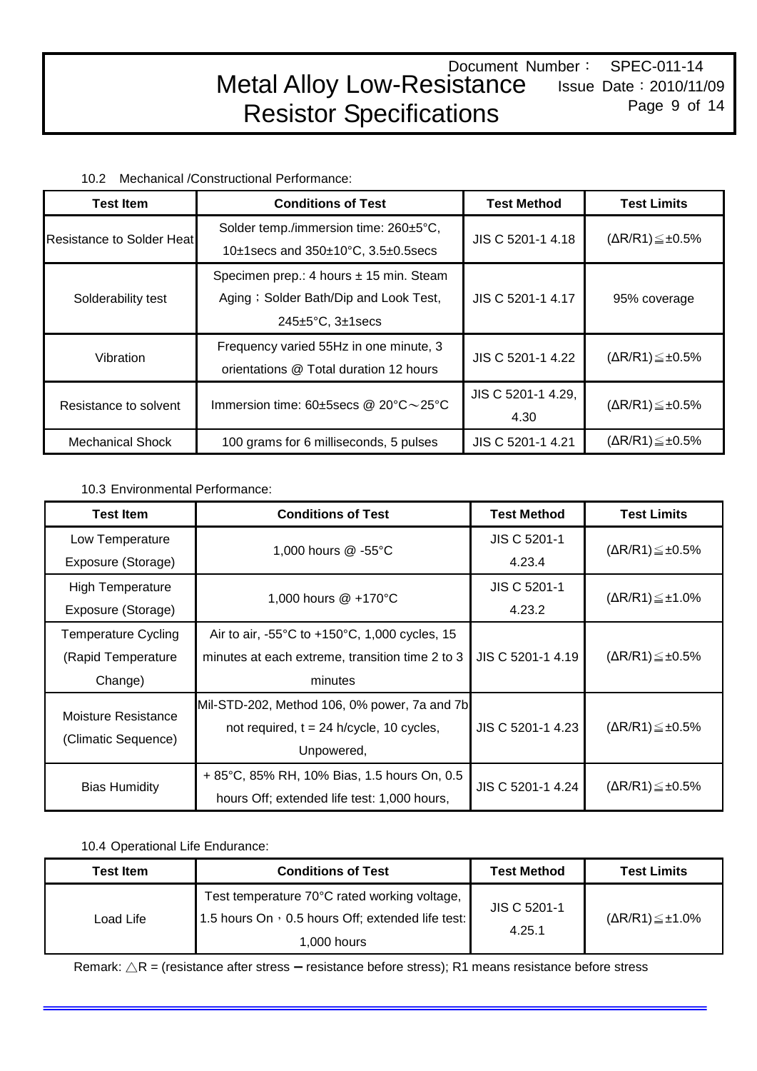10.2 Mechanical /Constructional Performance:

| Test Item | Conditions of Test | Test Method | Test Limits |
|---|---|---|---|
| Resistance to Solder Heat | Solder temp./immersion time: 260±5°C, 10±1secs and 350±10°C, 3.5±0.5secs | JIS C 5201-1 4.18 | (ΔR/R1)≦±0.5% |
| Solderability test | Specimen prep.: 4 hours ± 15 min. Steam Aging；Solder Bath/Dip and Look Test, 245±5°C, 3±1secs | JIS C 5201-1 4.17 | 95% coverage |
| Vibration | Frequency varied 55Hz in one minute, 3 orientations @ Total duration 12 hours | JIS C 5201-1 4.22 | (ΔR/R1)≦±0.5% |
| Resistance to solvent | Immersion time: 60±5secs @ 20°C～25°C | JIS C 5201-1 4.29, 4.30 | (ΔR/R1)≦±0.5% |
| Mechanical Shock | 100 grams for 6 milliseconds, 5 pulses | JIS C 5201-1 4.21 | (ΔR/R1)≦±0.5% |

10.3 Environmental Performance:

| Test Item | Conditions of Test | Test Method | Test Limits |
|---|---|---|---|
| Low Temperature Exposure (Storage) | 1,000 hours @ -55°C | JIS C 5201-1 4.23.4 | (ΔR/R1)≦±0.5% |
| High Temperature Exposure (Storage) | 1,000 hours @ +170°C | JIS C 5201-1 4.23.2 | (ΔR/R1)≦±1.0% |
| Temperature Cycling (Rapid Temperature Change) | Air to air, -55°C to +150°C, 1,000 cycles, 15 minutes at each extreme, transition time 2 to 3 minutes | JIS C 5201-1 4.19 | (ΔR/R1)≦±0.5% |
| Moisture Resistance (Climatic Sequence) | Mil-STD-202, Method 106, 0% power, 7a and 7b not required, t = 24 h/cycle, 10 cycles, Unpowered, | JIS C 5201-1 4.23 | (ΔR/R1)≦±0.5% |
| Bias Humidity | + 85°C, 85% RH, 10% Bias, 1.5 hours On, 0.5 hours Off; extended life test: 1,000 hours, | JIS C 5201-1 4.24 | (ΔR/R1)≦±0.5% |

10.4 Operational Life Endurance:

| Test Item | Conditions of Test | Test Method | Test Limits |
|---|---|---|---|
| Load Life | Test temperature 70°C rated working voltage, 1.5 hours On，0.5 hours Off; extended life test: 1,000 hours | JIS C 5201-1 4.25.1 | (ΔR/R1)≦±1.0% |

Remark: △R = (resistance after stress – resistance before stress); R1 means resistance before stress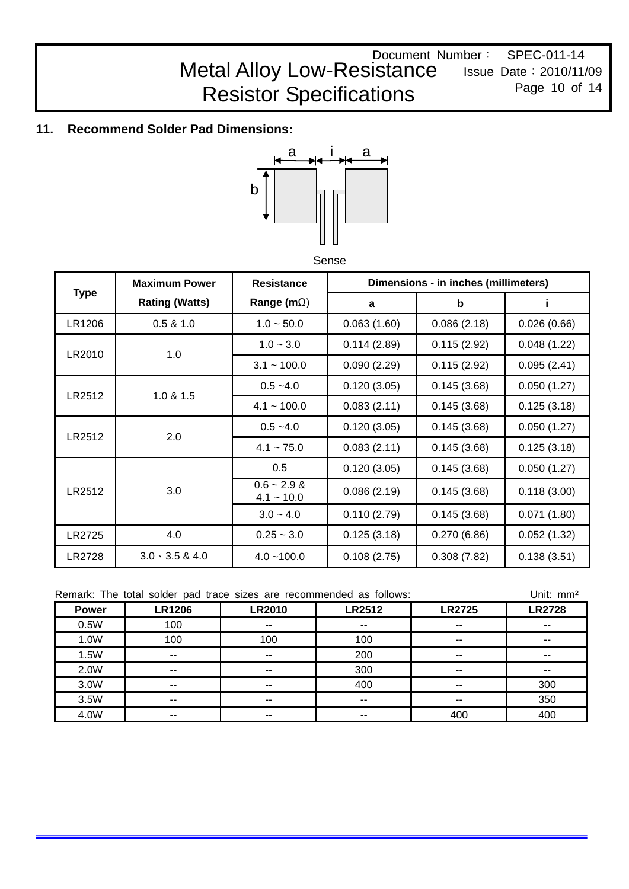## 11. Recommend Solder Pad Dimensions:

a i a

b

Sense

| Type | Maximum Power Rating (Watts) | Resistance Range (mΩ) | Dimensions - in inches (millimeters) | | |
|---|---|---|---|---|---|
| | | | a | b | i |
| LR1206 | 0.5 & 1.0 | 1.0 ~ 50.0 | 0.063 (1.60) | 0.086 (2.18) | 0.026 (0.66) |
| LR2010 | 1.0 | 1.0 ~ 3.0 | 0.114 (2.89) | 0.115 (2.92) | 0.048 (1.22) |
| | | 3.1 ~ 100.0 | 0.090 (2.29) | 0.115 (2.92) | 0.095 (2.41) |
| LR2512 | 1.0 & 1.5 | 0.5 ~4.0 | 0.120 (3.05) | 0.145 (3.68) | 0.050 (1.27) |
| | | 4.1 ~ 100.0 | 0.083 (2.11) | 0.145 (3.68) | 0.125 (3.18) |
| LR2512 | 2.0 | 0.5 ~4.0 | 0.120 (3.05) | 0.145 (3.68) | 0.050 (1.27) |
| | | 4.1 ~ 75.0 | 0.083 (2.11) | 0.145 (3.68) | 0.125 (3.18) |
| LR2512 | 3.0 | 0.5 | 0.120 (3.05) | 0.145 (3.68) | 0.050 (1.27) |
| | | 0.6 ~ 2.9 & 4.1 ~ 10.0 | 0.086 (2.19) | 0.145 (3.68) | 0.118 (3.00) |
| | | 3.0 ~ 4.0 | 0.110 (2.79) | 0.145 (3.68) | 0.071 (1.80) |
| LR2725 | 4.0 | 0.25 ~ 3.0 | 0.125 (3.18) | 0.270 (6.86) | 0.052 (1.32) |
| LR2728 | 3.0、3.5 & 4.0 | 4.0 ~100.0 | 0.108 (2.75) | 0.308 (7.82) | 0.138 (3.51) |

Remark: The total solder pad trace sizes are recommended as follows: Unit: mm²

| Power | LR1206 | LR2010 | LR2512 | LR2725 | LR2728 |
|---|---|---|---|---|---|
| 0.5W | 100 | -- | -- | -- | -- |
| 1.0W | 100 | 100 | 100 | -- | -- |
| 1.5W | -- | -- | 200 | -- | -- |
| 2.0W | -- | -- | 300 | -- | -- |
| 3.0W | -- | -- | 400 | -- | 300 |
| 3.5W | -- | -- | -- | -- | 350 |
| 4.0W | -- | -- | -- | 400 | 400 |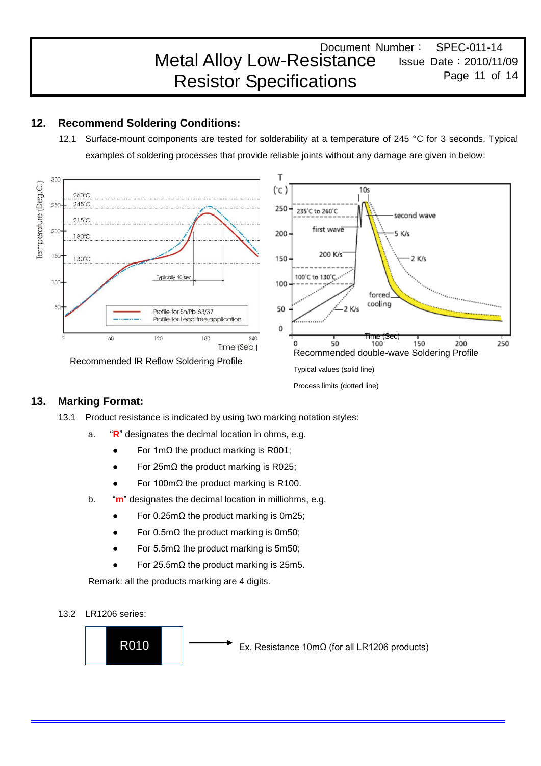## 12. Recommend Soldering Conditions:

12.1 Surface-mount components are tested for solderability at a temperature of 245 °C for 3 seconds. Typical examples of soldering processes that provide reliable joints without any damage are given in below:

Recommended IR Reflow Soldering Profile

Recommended double-wave Soldering Profile

Typical values (solid line)

Process limits (dotted line)

## 13. Marking Format:

13.1 Product resistance is indicated by using two marking notation styles:

a. "**R**" designates the decimal location in ohms, e.g.

- For 1mΩ the product marking is R001;
- For 25mΩ the product marking is R025;
- For 100mΩ the product marking is R100.

b. "**m**" designates the decimal location in milliohms, e.g.

- For 0.25mΩ the product marking is 0m25;
- For 0.5mΩ the product marking is 0m50;
- For 5.5mΩ the product marking is 5m50;
- For 25.5mΩ the product marking is 25m5.

Remark: all the products marking are 4 digits.

13.2 LR1206 series:

R010 → Ex. Resistance 10mΩ (for all LR1206 products)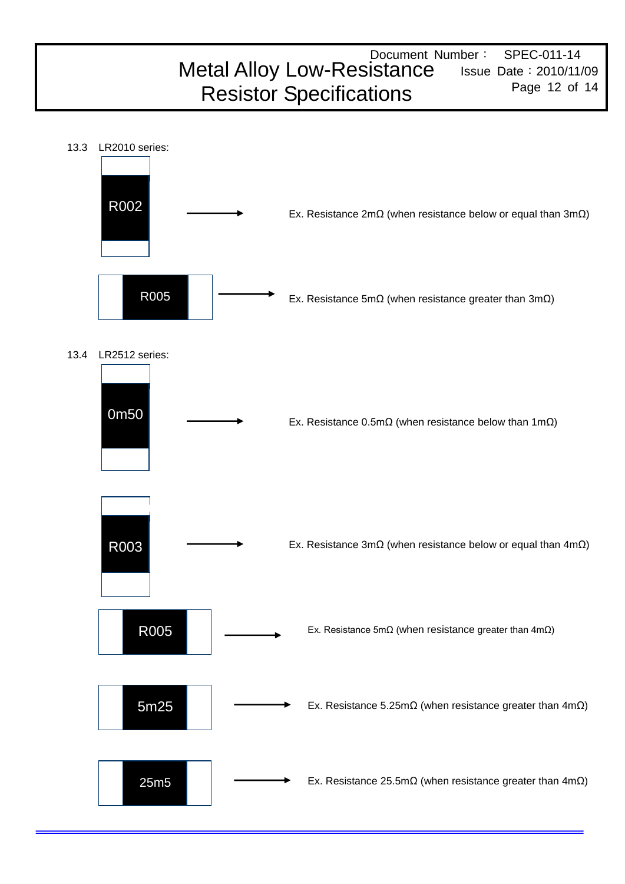13.3 LR2010 series:

R002 → Ex. Resistance 2mΩ (when resistance below or equal than 3mΩ)

R005 → Ex. Resistance 5mΩ (when resistance greater than 3mΩ)

13.4 LR2512 series:

0m50 → Ex. Resistance 0.5mΩ (when resistance below than 1mΩ)

R003 → Ex. Resistance 3mΩ (when resistance below or equal than 4mΩ)

R005 → Ex. Resistance 5mΩ (when resistance greater than 4mΩ)

5m25 → Ex. Resistance 5.25mΩ (when resistance greater than 4mΩ)

25m5 → Ex. Resistance 25.5mΩ (when resistance greater than 4mΩ)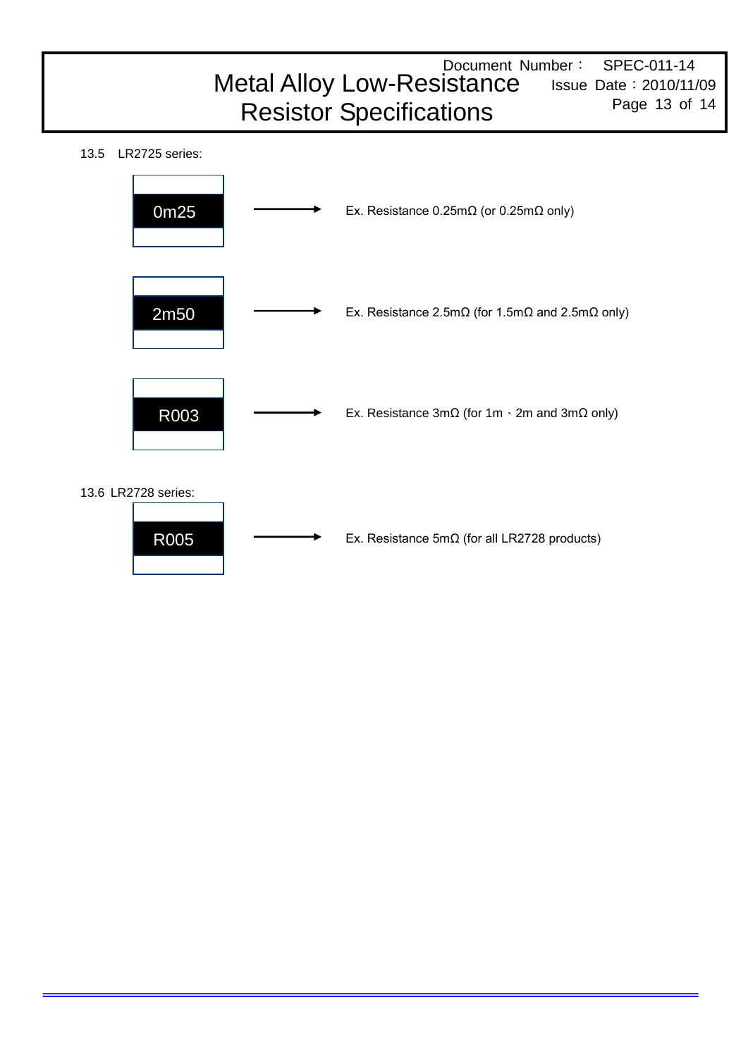13.5 LR2725 series:

0m25 → Ex. Resistance 0.25mΩ (or 0.25mΩ only)

2m50 → Ex. Resistance 2.5mΩ (for 1.5mΩ and 2.5mΩ only)

R003 → Ex. Resistance 3mΩ (for 1m、2m and 3mΩ only)

13.6 LR2728 series:

R005 → Ex. Resistance 5mΩ (for all LR2728 products)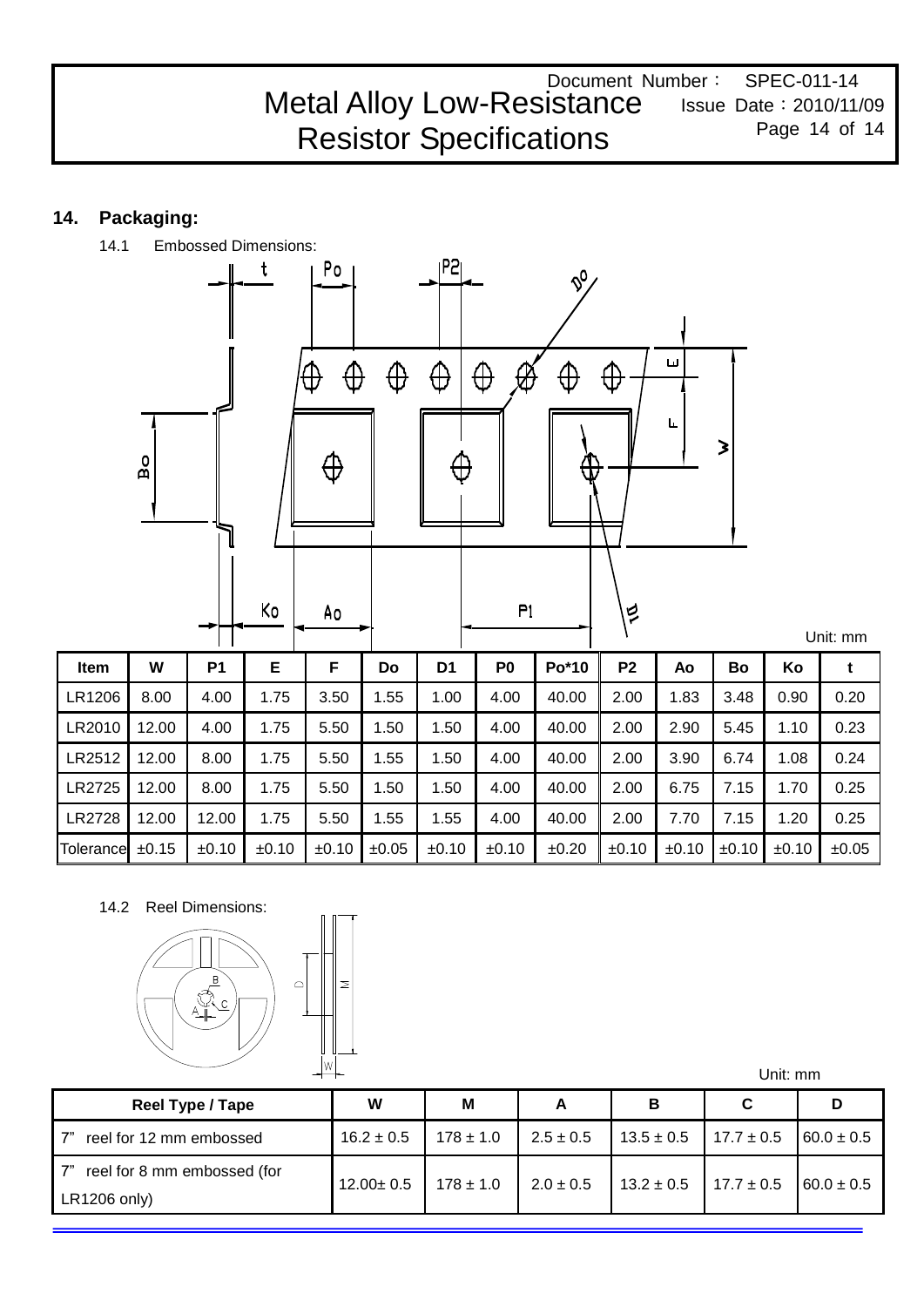## 14. Packaging:

14.1 Embossed Dimensions:

Unit: mm

| Item | W | P1 | E | F | Do | D1 | P0 | Po*10 | P2 | Ao | Bo | Ko | t |
|---|---|---|---|---|---|---|---|---|---|---|---|---|---|
| LR1206 | 8.00 | 4.00 | 1.75 | 3.50 | 1.55 | 1.00 | 4.00 | 40.00 | 2.00 | 1.83 | 3.48 | 0.90 | 0.20 |
| LR2010 | 12.00 | 4.00 | 1.75 | 5.50 | 1.50 | 1.50 | 4.00 | 40.00 | 2.00 | 2.90 | 5.45 | 1.10 | 0.23 |
| LR2512 | 12.00 | 8.00 | 1.75 | 5.50 | 1.55 | 1.50 | 4.00 | 40.00 | 2.00 | 3.90 | 6.74 | 1.08 | 0.24 |
| LR2725 | 12.00 | 8.00 | 1.75 | 5.50 | 1.50 | 1.50 | 4.00 | 40.00 | 2.00 | 6.75 | 7.15 | 1.70 | 0.25 |
| LR2728 | 12.00 | 12.00 | 1.75 | 5.50 | 1.55 | 1.55 | 4.00 | 40.00 | 2.00 | 7.70 | 7.15 | 1.20 | 0.25 |
| Tolerance | ±0.15 | ±0.10 | ±0.10 | ±0.10 | ±0.05 | ±0.10 | ±0.10 | ±0.20 | ±0.10 | ±0.10 | ±0.10 | ±0.10 | ±0.05 |

14.2 Reel Dimensions:

Unit: mm

| Reel Type / Tape | W | M | A | B | C | D |
|---|---|---|---|---|---|---|
| 7" reel for 12 mm embossed | 16.2 ± 0.5 | 178 ± 1.0 | 2.5 ± 0.5 | 13.5 ± 0.5 | 17.7 ± 0.5 | 60.0 ± 0.5 |
| 7" reel for 8 mm embossed (for LR1206 only) | 12.00± 0.5 | 178 ± 1.0 | 2.0 ± 0.5 | 13.2 ± 0.5 | 17.7 ± 0.5 | 60.0 ± 0.5 |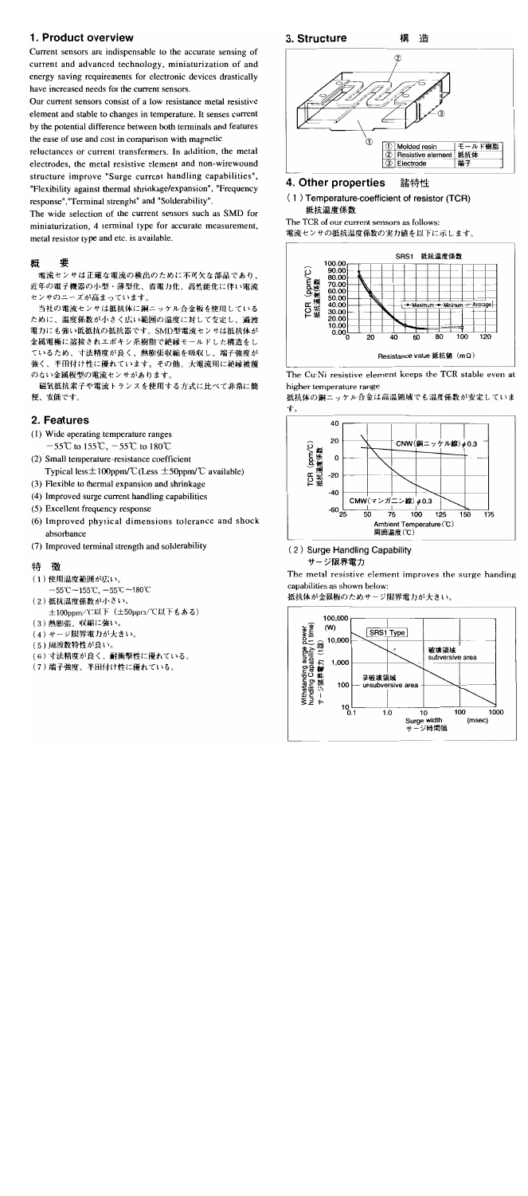## 1. Product overview

Current sensors are indispensable to the accurate sensing of current and advanced technology, miniaturization of and energy saving requirements for electronic devices drastically have increased needs for the current sensors.

Our current sensors consist of a low resistance metal resistive element and stable to changes in temperature. It senses current by the potential difference between both terminals and features the ease of use and cost in comparison with magnetic reluctances or current transformers. In addition, the metal electrodes, the metal resistive element and non-wirewound structure improve "Surge current handling capabilities", "Flexibility against thermal shrinkage/expansion", "Frequency response","Terminal strenght" and "Solderability".

The wide selection of the current sensors such as SMD for miniaturization, 4 terminal type for accurate measurement, metal resistor type and etc. is available.

## 概　要

電流センサは正確な電流の検出のために不可欠な部品であり、近年の電子機器の小型・薄型化、省電力化、高性能化に伴い電流センサのニーズが高まっています。

当社の電流センサは抵抗体に銅ニッケル合金板を使用しているために、温度係数が小さく広い範囲の温度に対して安定し、過渡電力にも強い低抵抗の抵抗器です。SMD型電流センサは抵抗体が金属電極に溶接されエポキシ系樹脂で絶縁モールドした構造をしているため、寸法精度が良く、熱膨張収縮を吸収し、端子強度が強く、半田付け性に優れています。その他、大電流用に絶縁被覆のない金属板型の電流センサがあります。

磁気抵抗素子や電流トランスを使用する方式に比べて非常に簡便、安価です。

## 2. Features

(1) Wide operating temperature ranges
−55℃ to 155℃, −55℃ to 180℃
(2) Small temperature-resistance coefficient
Typical less ±100ppm/℃(Less ±50ppm/℃ available)
(3) Flexible to thermal expansion and shrinkage
(4) Improved surge current handling capabilities
(5) Excellent frequency response
(6) Improved physical dimensions tolerance and shock absorbance
(7) Improved terminal strength and solderability

## 特　徴

(1) 使用温度範囲が広い。
−55℃〜155℃, −55℃〜180℃
(2) 抵抗温度係数が小さい。
±100ppm/℃以下（±50ppm/℃以下もある）
(3) 熱膨張、収縮に強い。
(4) サージ限界電力が大きい。
(5) 周波数特性が良い。
(6) 寸法精度が良く、耐衝撃性に優れている。
(7) 端子強度、半田付け性に優れている。

## 3. Structure　構　造

| No. | | |
|---|---|---|
| ① | Molded resin | モールド樹脂 |
| ② | Resistive element | 抵抗体 |
| ③ | Electrode | 端子 |

## 4. Other properties　諸特性

### (1) Temperature-coefficient of resistor (TCR) 抵抗温度係数

The TCR of our current sensors as follows:
電流センサの抵抗温度係数の実力値を以下に示します。

SRS1 抵抗温度係数

The Cu-Ni resistive element keeps the TCR stable even at higher temperature range
抵抗体の銅ニッケル合金は高温領域でも温度係数が安定しています。

### (2) Surge Handling Capability サージ限界電力

The metal resistive element improves the surge handing capabilities as shown below:
抵抗体が金属板のためサージ限界電力が大きい。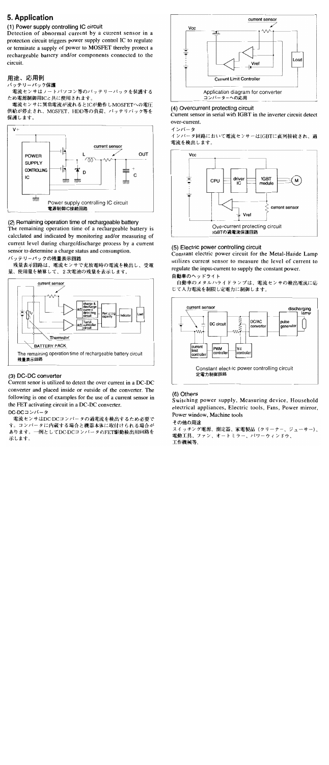# 5. Application

## (1) Power supply controlling IC circuit

Detection of abnormal current by a current sensor in a protection circuit triggers power supply control IC to regulate or terminate a supply of power to MOSFET thereby protect a rechargeable battery and/or components connected to the circuit.

## 用途、応用例

バッテリーパック保護

電流センサはノートパソコン等のバッテリーパックを保護するため電源制御用ICと共に使用されます。

電流センサに異常電流が流れるとICが動作しMOSFETへの電圧供給が停止され、MOSFET、HDD等の負荷、バッテリパック等を保護します。

V+

current sensor

POWER SUPPLY CONTROLLING IC

L

OUT

D

C

Power supply controlling IC circuit

電源制御IC接続回路

## (2) Remaining operation time of rechargeable battery

The remaining operation time of a rechargeable battery is calculated and indicated by monitoring and/or measuring of current level during charge/discharge process by a current sensor to determine a charge status and consumption.

バッテリーパックの残量表示回路

残量表示回路は、電流センサで充放電時の電流を検出し、受電量、使用量を積算して、2次電池の残量を表示します。

current sensor

A/D

charge & discharge current detecting circuit

Remaining capacity

Indicator

Load

A/D

Temp. controller circuit

Thermistor

BATTERY PACK

The remaining operation time of rechargeable battery circuit

残量表示回路

## (3) DC-DC converter

Current senor is utilized to detect the over current in a DC-DC converter and placed inside or outside of the converter. The following is one of examples for the use of a current sensor in the FET activating circuit in a DC-DC converter.

DC-DCコンバータ

電流センサはDC-DCコンバータの過電流を検出するため必要です。コンバータに内蔵する場合と機器本体に取付けられる場合があります。一例としてDC-DCコンバータのFET駆動検出用回路を示します。

current sensor

Vcc

Vref

Load

Current Limit Controller

Application diagram for converter

コンバーターへの応用

## (4) Overcurrent protecting circuit

Current sensor in serial with IGBT in the inverter circuit detect over-current.

インバータ

インバータ回路において電流センサーはIGBTに直列接続され、過電流を検出します。

Vcc

CPU

driver IC

IGBT module

M

current sensor

Vref

Overcurrent protecting circuit

IGBTの過電流保護回路

## (5) Electric power controlling circuit

Constant electric power circuit for the Metal-Halide Lamp utilizes current sensor to measure the level of current to regulate the input-current to supply the constant power.

自動車のヘッドライト

自動車のメタルハライドランプは、電流センサの検出電流に応じて入力電流を制限し定電力に制御します。

current sensor

DC circuit

DC/AC convertor

discharging lamp

pulse generator

current limit controller

PWM controller

V-I controller

Constant electric power controlling circuit

定電力制御回路

## (6) Others

Switching power supply, Measuring device, Household electrical appliances, Electric tools, Fans, Power mirror, Power window, Machine tools

その他の用途

スイッチング電源、測定器、家電製品（クリーナー、ジューサー）、電動工具、ファン、オートミラー、パワーウィンドウ、工作機械等。